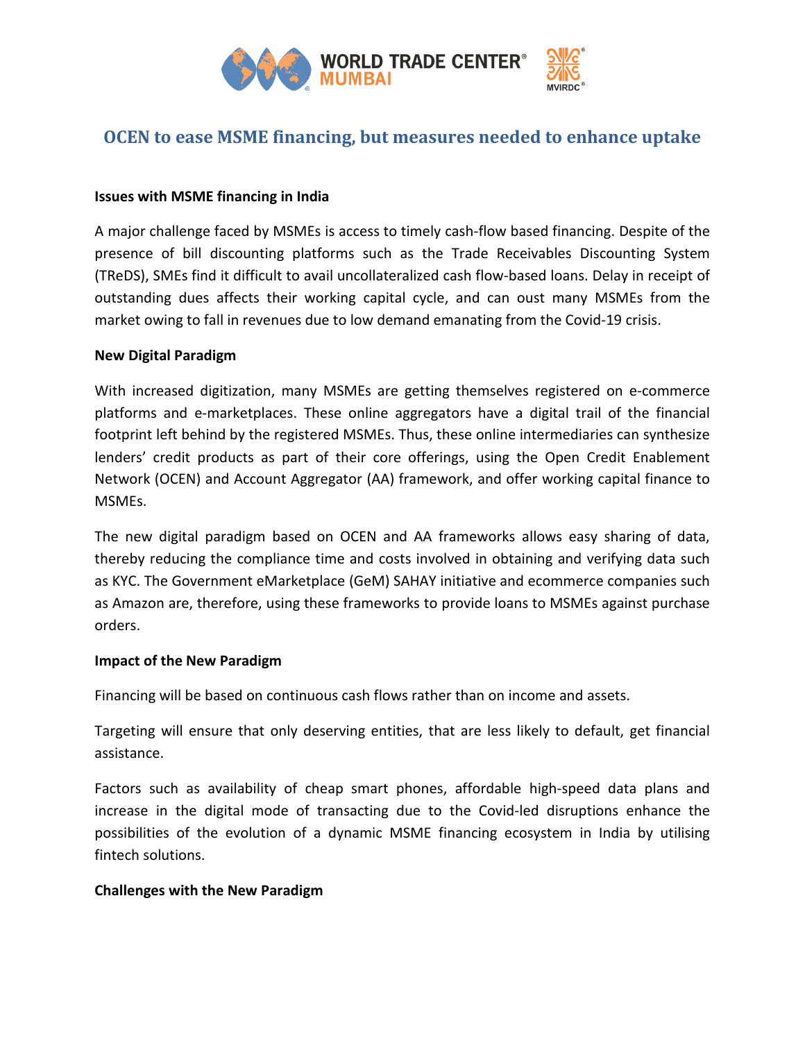# OCEN to ease MSME financing, but measures needed to enhance uptake

**Issues with MSME financing in India**

A major challenge faced by MSMEs is access to timely cash-flow based financing. Despite of the presence of bill discounting platforms such as the Trade Receivables Discounting System (TReDS), SMEs find it difficult to avail uncollateralized cash flow-based loans. Delay in receipt of outstanding dues affects their working capital cycle, and can oust many MSMEs from the market owing to fall in revenues due to low demand emanating from the Covid-19 crisis.

**New Digital Paradigm**

With increased digitization, many MSMEs are getting themselves registered on e-commerce platforms and e-marketplaces. These online aggregators have a digital trail of the financial footprint left behind by the registered MSMEs. Thus, these online intermediaries can synthesize lenders' credit products as part of their core offerings, using the Open Credit Enablement Network (OCEN) and Account Aggregator (AA) framework, and offer working capital finance to MSMEs.

The new digital paradigm based on OCEN and AA frameworks allows easy sharing of data, thereby reducing the compliance time and costs involved in obtaining and verifying data such as KYC. The Government eMarketplace (GeM) SAHAY initiative and ecommerce companies such as Amazon are, therefore, using these frameworks to provide loans to MSMEs against purchase orders.

**Impact of the New Paradigm**

Financing will be based on continuous cash flows rather than on income and assets.

Targeting will ensure that only deserving entities, that are less likely to default, get financial assistance.

Factors such as availability of cheap smart phones, affordable high-speed data plans and increase in the digital mode of transacting due to the Covid-led disruptions enhance the possibilities of the evolution of a dynamic MSME financing ecosystem in India by utilising fintech solutions.

**Challenges with the New Paradigm**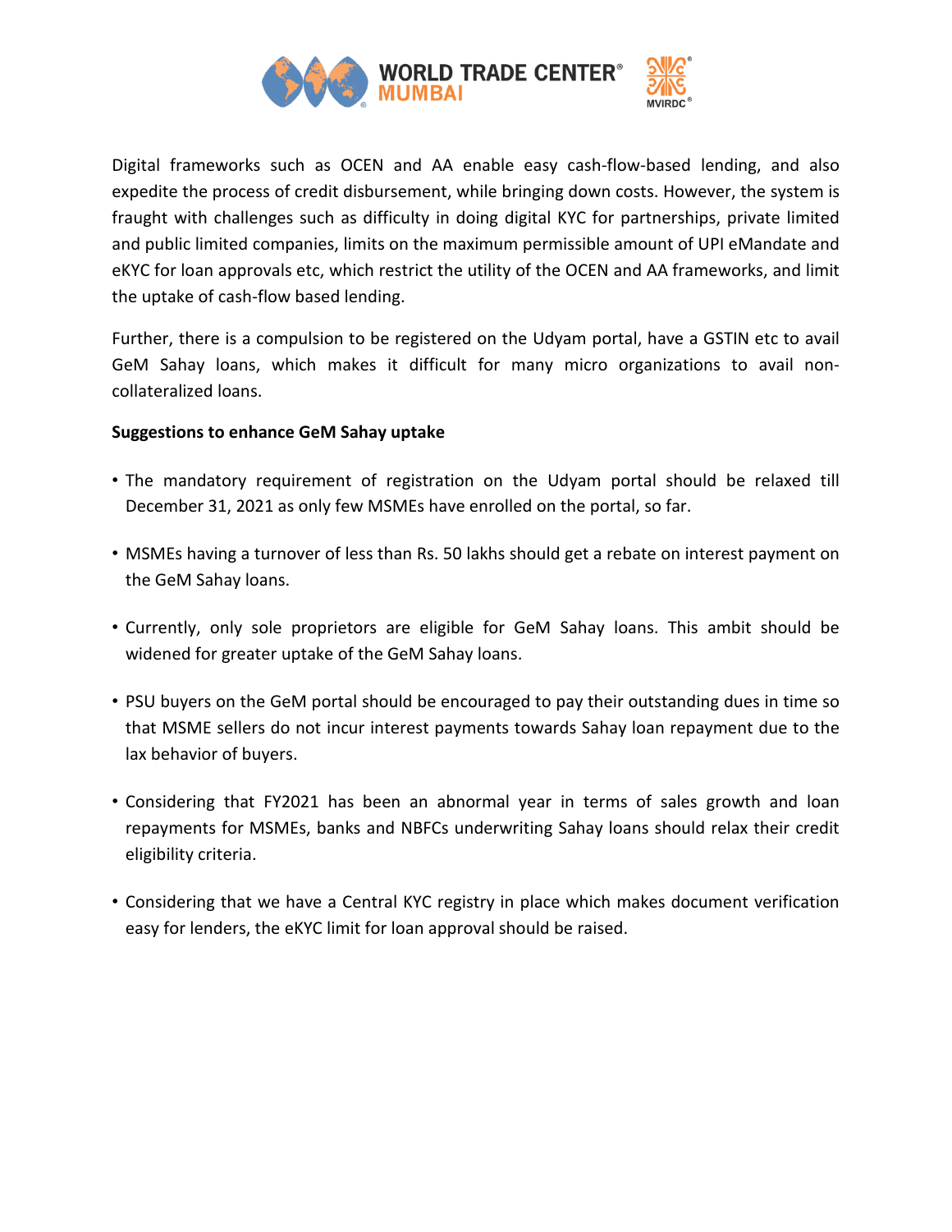Digital frameworks such as OCEN and AA enable easy cash-flow-based lending, and also expedite the process of credit disbursement, while bringing down costs. However, the system is fraught with challenges such as difficulty in doing digital KYC for partnerships, private limited and public limited companies, limits on the maximum permissible amount of UPI eMandate and eKYC for loan approvals etc, which restrict the utility of the OCEN and AA frameworks, and limit the uptake of cash-flow based lending.

Further, there is a compulsion to be registered on the Udyam portal, have a GSTIN etc to avail GeM Sahay loans, which makes it difficult for many micro organizations to avail non-collateralized loans.

**Suggestions to enhance GeM Sahay uptake**

- The mandatory requirement of registration on the Udyam portal should be relaxed till December 31, 2021 as only few MSMEs have enrolled on the portal, so far.
- MSMEs having a turnover of less than Rs. 50 lakhs should get a rebate on interest payment on the GeM Sahay loans.
- Currently, only sole proprietors are eligible for GeM Sahay loans. This ambit should be widened for greater uptake of the GeM Sahay loans.
- PSU buyers on the GeM portal should be encouraged to pay their outstanding dues in time so that MSME sellers do not incur interest payments towards Sahay loan repayment due to the lax behavior of buyers.
- Considering that FY2021 has been an abnormal year in terms of sales growth and loan repayments for MSMEs, banks and NBFCs underwriting Sahay loans should relax their credit eligibility criteria.
- Considering that we have a Central KYC registry in place which makes document verification easy for lenders, the eKYC limit for loan approval should be raised.